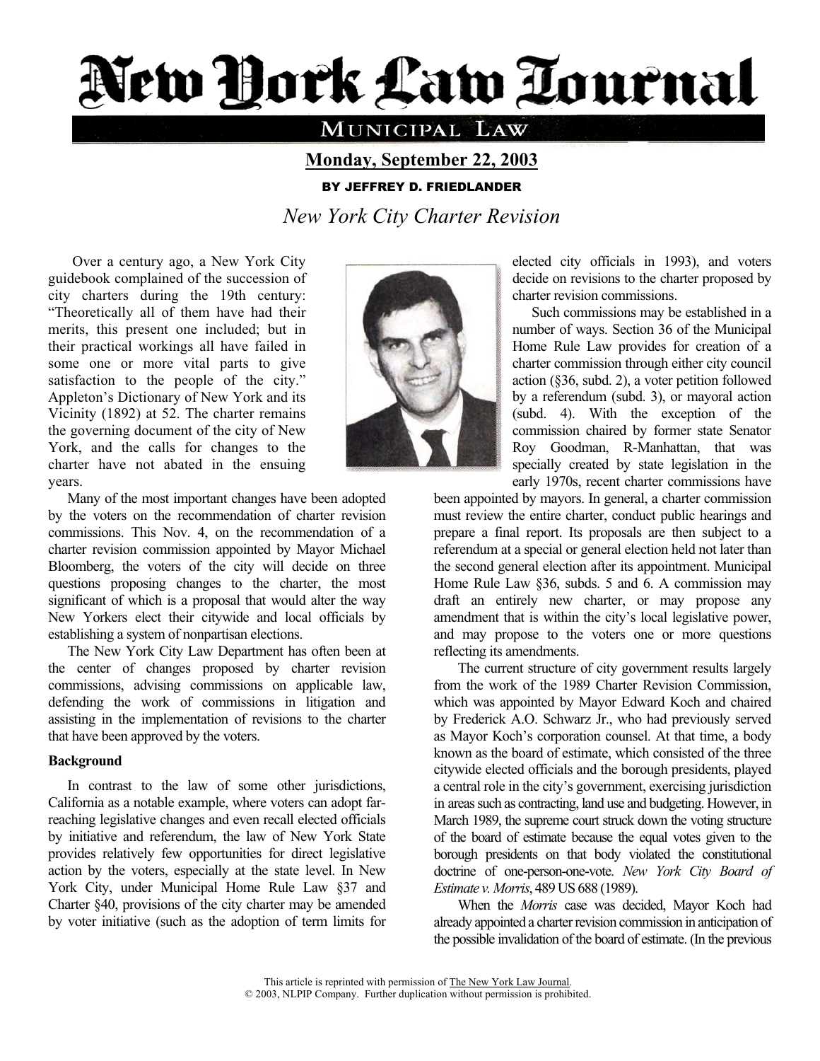# New York Law Journal

MUNICIPAL LAW

**Monday, September 22, 2003**

BY JEFFREY D. FRIEDLANDER

## *New York City Charter Revision*

Over a century ago, a New York City guidebook complained of the succession of city charters during the 19th century: "Theoretically all of them have had their merits, this present one included; but in their practical workings all have failed in some one or more vital parts to give satisfaction to the people of the city." Appleton's Dictionary of New York and its Vicinity (1892) at 52. The charter remains the governing document of the city of New York, and the calls for changes to the charter have not abated in the ensuing years.

Many of the most important changes have been adopted by the voters on the recommendation of charter revision commissions. This Nov. 4, on the recommendation of a charter revision commission appointed by Mayor Michael Bloomberg, the voters of the city will decide on three questions proposing changes to the charter, the most significant of which is a proposal that would alter the way New Yorkers elect their citywide and local officials by establishing a system of nonpartisan elections.

The New York City Law Department has often been at the center of changes proposed by charter revision commissions, advising commissions on applicable law, defending the work of commissions in litigation and assisting in the implementation of revisions to the charter that have been approved by the voters.

### Background

In contrast to the law of some other jurisdictions, California as a notable example, where voters can adopt far-reaching legislative changes and even recall elected officials by initiative and referendum, the law of New York State provides relatively few opportunities for direct legislative action by the voters, especially at the state level. In New York City, under Municipal Home Rule Law §37 and Charter §40, provisions of the city charter may be amended by voter initiative (such as the adoption of term limits for elected city officials in 1993), and voters decide on revisions to the charter proposed by charter revision commissions.

Such commissions may be established in a number of ways. Section 36 of the Municipal Home Rule Law provides for creation of a charter commission through either city council action (§36, subd. 2), a voter petition followed by a referendum (subd. 3), or mayoral action (subd. 4). With the exception of the commission chaired by former state Senator Roy Goodman, R-Manhattan, that was specially created by state legislation in the early 1970s, recent charter commissions have been appointed by mayors. In general, a charter commission must review the entire charter, conduct public hearings and prepare a final report. Its proposals are then subject to a referendum at a special or general election held not later than the second general election after its appointment. Municipal Home Rule Law §36, subds. 5 and 6. A commission may draft an entirely new charter, or may propose any amendment that is within the city's local legislative power, and may propose to the voters one or more questions reflecting its amendments.

The current structure of city government results largely from the work of the 1989 Charter Revision Commission, which was appointed by Mayor Edward Koch and chaired by Frederick A.O. Schwarz Jr., who had previously served as Mayor Koch's corporation counsel. At that time, a body known as the board of estimate, which consisted of the three citywide elected officials and the borough presidents, played a central role in the city's government, exercising jurisdiction in areas such as contracting, land use and budgeting. However, in March 1989, the supreme court struck down the voting structure of the board of estimate because the equal votes given to the borough presidents on that body violated the constitutional doctrine of one-person-one-vote. *New York City Board of Estimate v. Morris*, 489 US 688 (1989).

When the *Morris* case was decided, Mayor Koch had already appointed a charter revision commission in anticipation of the possible invalidation of the board of estimate. (In the previous

This article is reprinted with permission of The New York Law Journal.
© 2003, NLPIP Company. Further duplication without permission is prohibited.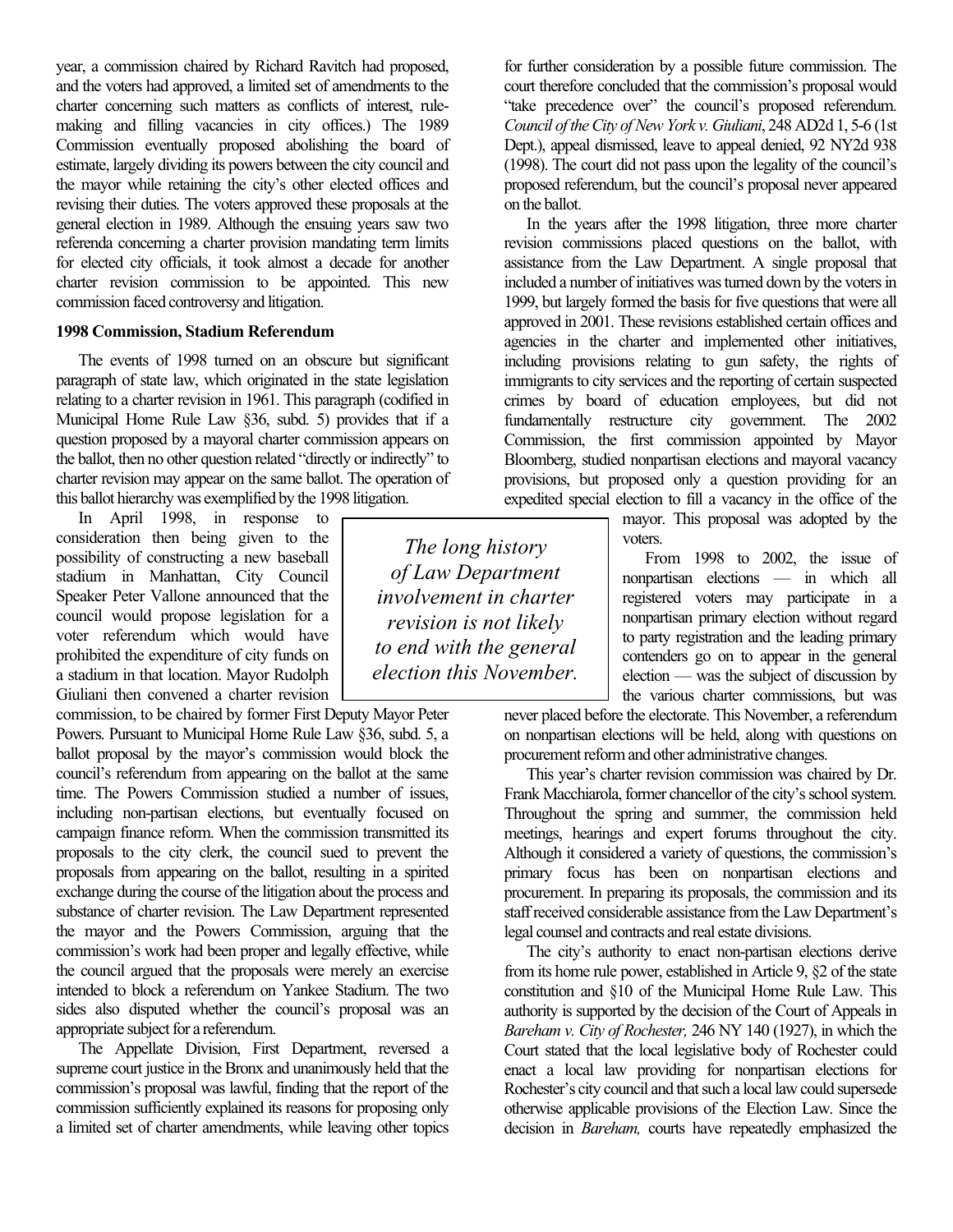year, a commission chaired by Richard Ravitch had proposed, and the voters had approved, a limited set of amendments to the charter concerning such matters as conflicts of interest, rule-making and filling vacancies in city offices.) The 1989 Commission eventually proposed abolishing the board of estimate, largely dividing its powers between the city council and the mayor while retaining the city's other elected offices and revising their duties. The voters approved these proposals at the general election in 1989. Although the ensuing years saw two referenda concerning a charter provision mandating term limits for elected city officials, it took almost a decade for another charter revision commission to be appointed. This new commission faced controversy and litigation.

**1998 Commission, Stadium Referendum**

The events of 1998 turned on an obscure but significant paragraph of state law, which originated in the state legislation relating to a charter revision in 1961. This paragraph (codified in Municipal Home Rule Law §36, subd. 5) provides that if a question proposed by a mayoral charter commission appears on the ballot, then no other question related "directly or indirectly" to charter revision may appear on the same ballot. The operation of this ballot hierarchy was exemplified by the 1998 litigation.

In April 1998, in response to consideration then being given to the possibility of constructing a new baseball stadium in Manhattan, City Council Speaker Peter Vallone announced that the council would propose legislation for a voter referendum which would have prohibited the expenditure of city funds on a stadium in that location. Mayor Rudolph Giuliani then convened a charter revision commission, to be chaired by former First Deputy Mayor Peter Powers. Pursuant to Municipal Home Rule Law §36, subd. 5, a ballot proposal by the mayor's commission would block the council's referendum from appearing on the ballot at the same time. The Powers Commission studied a number of issues, including non-partisan elections, but eventually focused on campaign finance reform. When the commission transmitted its proposals to the city clerk, the council sued to prevent the proposals from appearing on the ballot, resulting in a spirited exchange during the course of the litigation about the process and substance of charter revision. The Law Department represented the mayor and the Powers Commission, arguing that the commission's work had been proper and legally effective, while the council argued that the proposals were merely an exercise intended to block a referendum on Yankee Stadium. The two sides also disputed whether the council's proposal was an appropriate subject for a referendum.

The Appellate Division, First Department, reversed a supreme court justice in the Bronx and unanimously held that the commission's proposal was lawful, finding that the report of the commission sufficiently explained its reasons for proposing only a limited set of charter amendments, while leaving other topics for further consideration by a possible future commission. The court therefore concluded that the commission's proposal would "take precedence over" the council's proposed referendum. *Council of the City of New York v. Giuliani*, 248 AD2d 1, 5-6 (1st Dept.), appeal dismissed, leave to appeal denied, 92 NY2d 938 (1998). The court did not pass upon the legality of the council's proposed referendum, but the council's proposal never appeared on the ballot.

In the years after the 1998 litigation, three more charter revision commissions placed questions on the ballot, with assistance from the Law Department. A single proposal that included a number of initiatives was turned down by the voters in 1999, but largely formed the basis for five questions that were all approved in 2001. These revisions established certain offices and agencies in the charter and implemented other initiatives, including provisions relating to gun safety, the rights of immigrants to city services and the reporting of certain suspected crimes by board of education employees, but did not fundamentally restructure city government. The 2002 Commission, the first commission appointed by Mayor Bloomberg, studied nonpartisan elections and mayoral vacancy provisions, but proposed only a question providing for an expedited special election to fill a vacancy in the office of the mayor. This proposal was adopted by the voters.

*The long history of Law Department involvement in charter revision is not likely to end with the general election this November.*

From 1998 to 2002, the issue of nonpartisan elections — in which all registered voters may participate in a nonpartisan primary election without regard to party registration and the leading primary contenders go on to appear in the general election — was the subject of discussion by the various charter commissions, but was never placed before the electorate. This November, a referendum on nonpartisan elections will be held, along with questions on procurement reform and other administrative changes.

This year's charter revision commission was chaired by Dr. Frank Macchiarola, former chancellor of the city's school system. Throughout the spring and summer, the commission held meetings, hearings and expert forums throughout the city. Although it considered a variety of questions, the commission's primary focus has been on nonpartisan elections and procurement. In preparing its proposals, the commission and its staff received considerable assistance from the Law Department's legal counsel and contracts and real estate divisions.

The city's authority to enact non-partisan elections derive from its home rule power, established in Article 9, §2 of the state constitution and §10 of the Municipal Home Rule Law. This authority is supported by the decision of the Court of Appeals in *Bareham v. City of Rochester,* 246 NY 140 (1927), in which the Court stated that the local legislative body of Rochester could enact a local law providing for nonpartisan elections for Rochester's city council and that such a local law could supersede otherwise applicable provisions of the Election Law. Since the decision in *Bareham,* courts have repeatedly emphasized the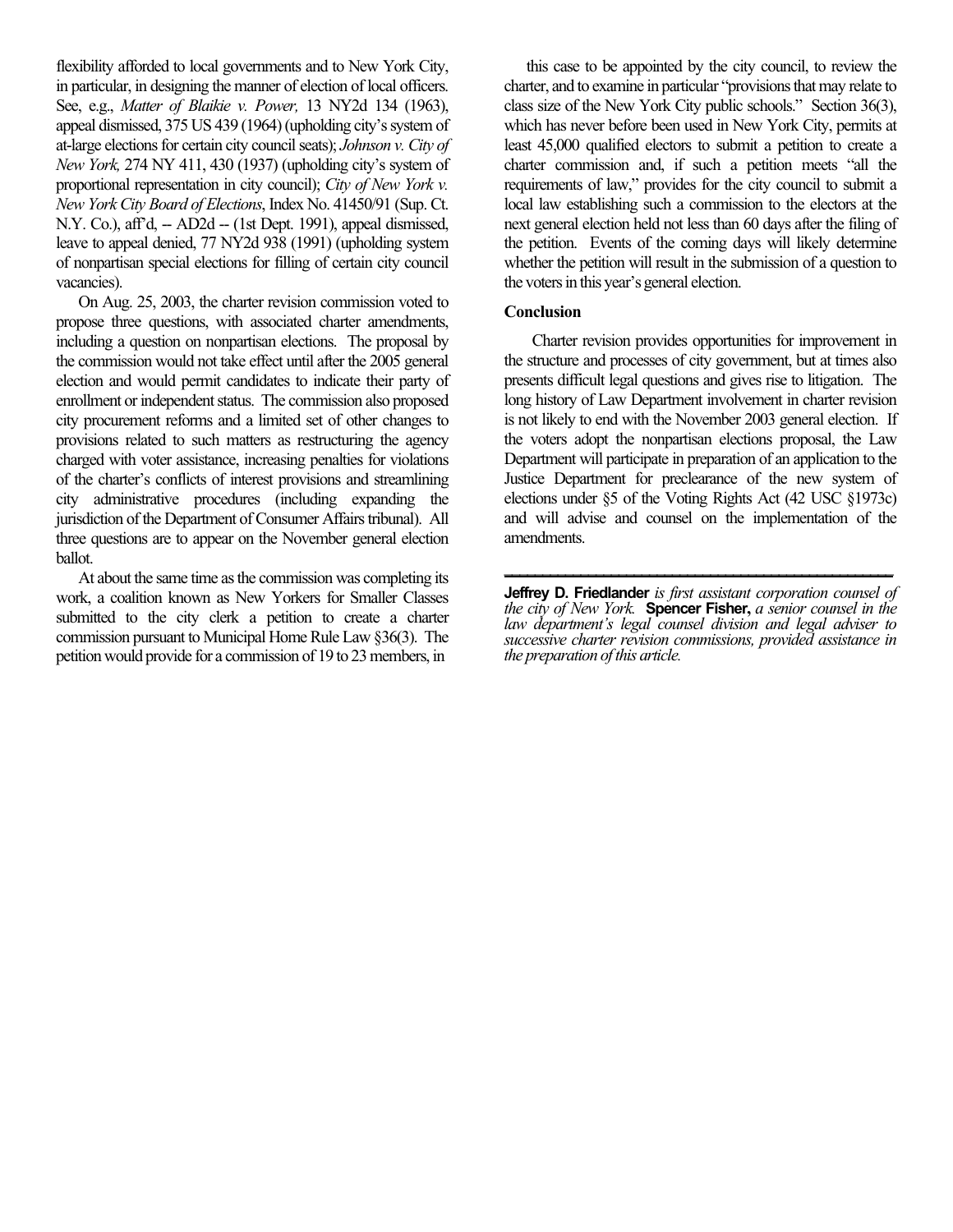flexibility afforded to local governments and to New York City, in particular, in designing the manner of election of local officers. See, e.g., *Matter of Blaikie v. Power,* 13 NY2d 134 (1963), appeal dismissed, 375 US 439 (1964) (upholding city's system of at-large elections for certain city council seats); *Johnson v. City of New York,* 274 NY 411, 430 (1937) (upholding city's system of proportional representation in city council); *City of New York v. New York City Board of Elections*, Index No. 41450/91 (Sup. Ct. N.Y. Co.), aff'd, -- AD2d -- (1st Dept. 1991), appeal dismissed, leave to appeal denied, 77 NY2d 938 (1991) (upholding system of nonpartisan special elections for filling of certain city council vacancies).

On Aug. 25, 2003, the charter revision commission voted to propose three questions, with associated charter amendments, including a question on nonpartisan elections. The proposal by the commission would not take effect until after the 2005 general election and would permit candidates to indicate their party of enrollment or independent status. The commission also proposed city procurement reforms and a limited set of other changes to provisions related to such matters as restructuring the agency charged with voter assistance, increasing penalties for violations of the charter's conflicts of interest provisions and streamlining city administrative procedures (including expanding the jurisdiction of the Department of Consumer Affairs tribunal). All three questions are to appear on the November general election ballot.

At about the same time as the commission was completing its work, a coalition known as New Yorkers for Smaller Classes submitted to the city clerk a petition to create a charter commission pursuant to Municipal Home Rule Law §36(3). The petition would provide for a commission of 19 to 23 members, in this case to be appointed by the city council, to review the charter, and to examine in particular "provisions that may relate to class size of the New York City public schools." Section 36(3), which has never before been used in New York City, permits at least 45,000 qualified electors to submit a petition to create a charter commission and, if such a petition meets "all the requirements of law," provides for the city council to submit a local law establishing such a commission to the electors at the next general election held not less than 60 days after the filing of the petition. Events of the coming days will likely determine whether the petition will result in the submission of a question to the voters in this year's general election.

**Conclusion**

Charter revision provides opportunities for improvement in the structure and processes of city government, but at times also presents difficult legal questions and gives rise to litigation. The long history of Law Department involvement in charter revision is not likely to end with the November 2003 general election. If the voters adopt the nonpartisan elections proposal, the Law Department will participate in preparation of an application to the Justice Department for preclearance of the new system of elections under §5 of the Voting Rights Act (42 USC §1973c) and will advise and counsel on the implementation of the amendments.

---

**Jeffrey D. Friedlander** *is first assistant corporation counsel of the city of New York.* **Spencer Fisher,** *a senior counsel in the law department's legal counsel division and legal adviser to successive charter revision commissions, provided assistance in the preparation of this article.*